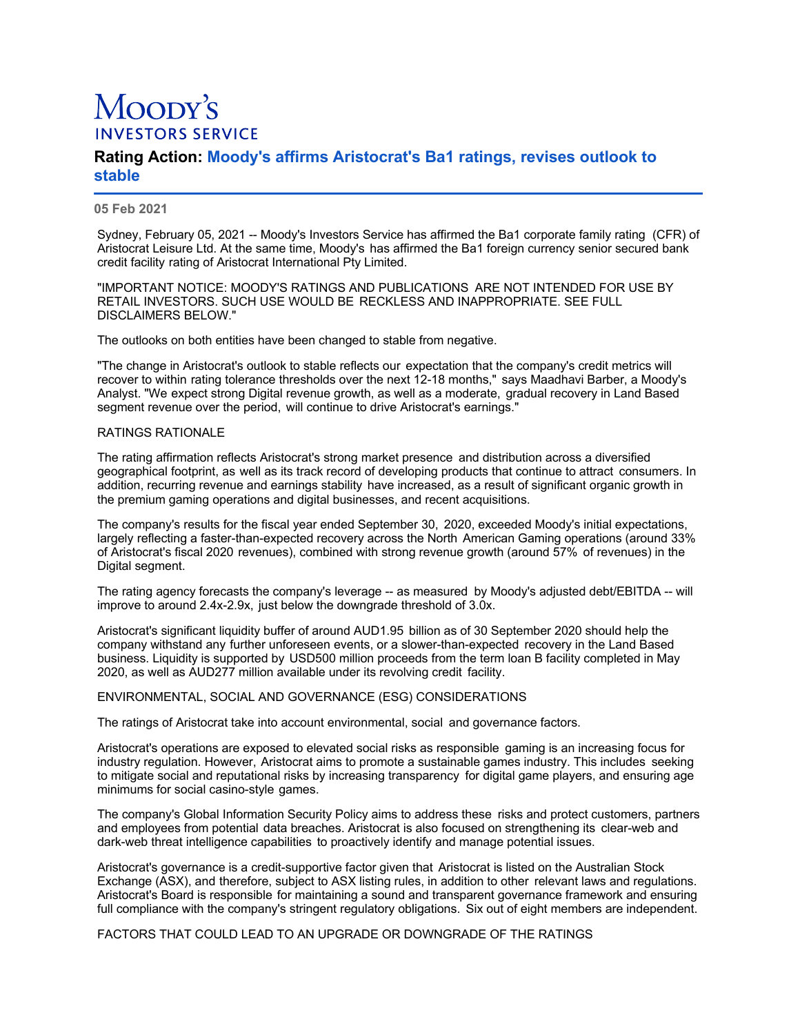Moody's Investors Service

# Rating Action: Moody's affirms Aristocrat's Ba1 ratings, revises outlook to stable

**05 Feb 2021**

Sydney, February 05, 2021 -- Moody's Investors Service has affirmed the Ba1 corporate family rating (CFR) of Aristocrat Leisure Ltd. At the same time, Moody's has affirmed the Ba1 foreign currency senior secured bank credit facility rating of Aristocrat International Pty Limited.

"IMPORTANT NOTICE: MOODY'S RATINGS AND PUBLICATIONS ARE NOT INTENDED FOR USE BY RETAIL INVESTORS. SUCH USE WOULD BE RECKLESS AND INAPPROPRIATE. SEE FULL DISCLAIMERS BELOW."

The outlooks on both entities have been changed to stable from negative.

"The change in Aristocrat's outlook to stable reflects our expectation that the company's credit metrics will recover to within rating tolerance thresholds over the next 12-18 months," says Maadhavi Barber, a Moody's Analyst. "We expect strong Digital revenue growth, as well as a moderate, gradual recovery in Land Based segment revenue over the period, will continue to drive Aristocrat's earnings."

RATINGS RATIONALE

The rating affirmation reflects Aristocrat's strong market presence and distribution across a diversified geographical footprint, as well as its track record of developing products that continue to attract consumers. In addition, recurring revenue and earnings stability have increased, as a result of significant organic growth in the premium gaming operations and digital businesses, and recent acquisitions.

The company's results for the fiscal year ended September 30, 2020, exceeded Moody's initial expectations, largely reflecting a faster-than-expected recovery across the North American Gaming operations (around 33% of Aristocrat's fiscal 2020 revenues), combined with strong revenue growth (around 57% of revenues) in the Digital segment.

The rating agency forecasts the company's leverage -- as measured by Moody's adjusted debt/EBITDA -- will improve to around 2.4x-2.9x, just below the downgrade threshold of 3.0x.

Aristocrat's significant liquidity buffer of around AUD1.95 billion as of 30 September 2020 should help the company withstand any further unforeseen events, or a slower-than-expected recovery in the Land Based business. Liquidity is supported by USD500 million proceeds from the term loan B facility completed in May 2020, as well as AUD277 million available under its revolving credit facility.

ENVIRONMENTAL, SOCIAL AND GOVERNANCE (ESG) CONSIDERATIONS

The ratings of Aristocrat take into account environmental, social and governance factors.

Aristocrat's operations are exposed to elevated social risks as responsible gaming is an increasing focus for industry regulation. However, Aristocrat aims to promote a sustainable games industry. This includes seeking to mitigate social and reputational risks by increasing transparency for digital game players, and ensuring age minimums for social casino-style games.

The company's Global Information Security Policy aims to address these risks and protect customers, partners and employees from potential data breaches. Aristocrat is also focused on strengthening its clear-web and dark-web threat intelligence capabilities to proactively identify and manage potential issues.

Aristocrat's governance is a credit-supportive factor given that Aristocrat is listed on the Australian Stock Exchange (ASX), and therefore, subject to ASX listing rules, in addition to other relevant laws and regulations. Aristocrat's Board is responsible for maintaining a sound and transparent governance framework and ensuring full compliance with the company's stringent regulatory obligations. Six out of eight members are independent.

FACTORS THAT COULD LEAD TO AN UPGRADE OR DOWNGRADE OF THE RATINGS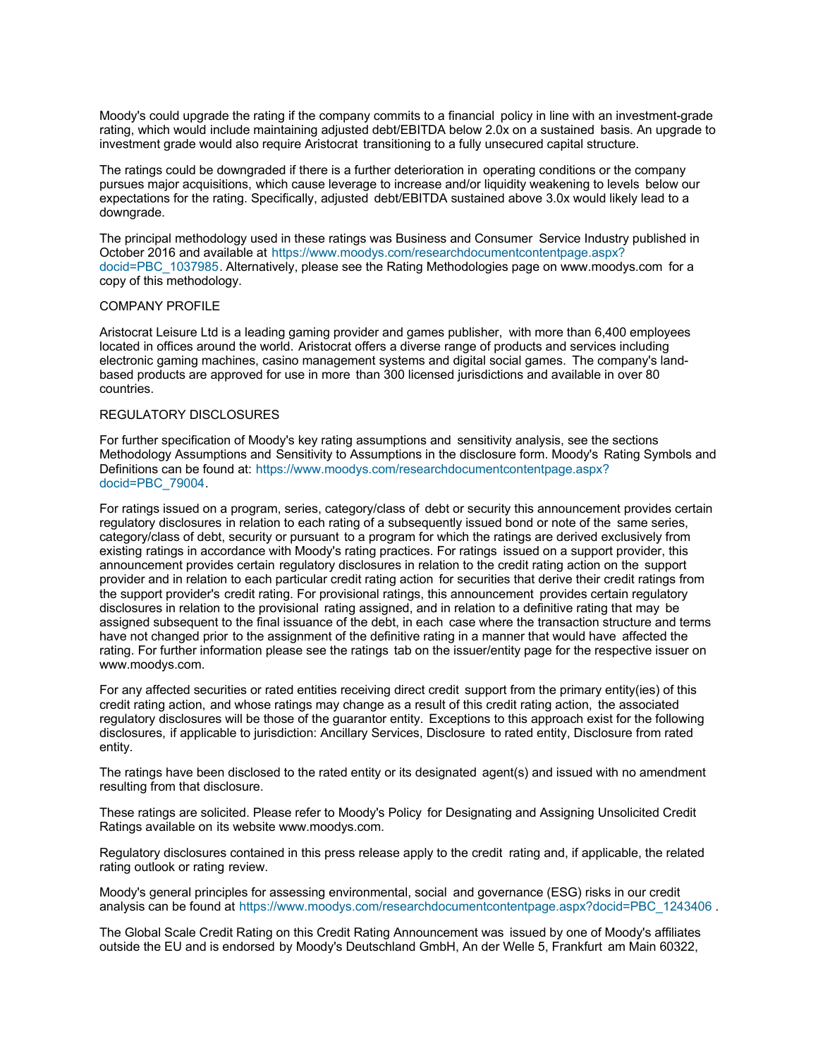Moody's could upgrade the rating if the company commits to a financial policy in line with an investment-grade rating, which would include maintaining adjusted debt/EBITDA below 2.0x on a sustained basis. An upgrade to investment grade would also require Aristocrat transitioning to a fully unsecured capital structure.

The ratings could be downgraded if there is a further deterioration in operating conditions or the company pursues major acquisitions, which cause leverage to increase and/or liquidity weakening to levels below our expectations for the rating. Specifically, adjusted debt/EBITDA sustained above 3.0x would likely lead to a downgrade.

The principal methodology used in these ratings was Business and Consumer Service Industry published in October 2016 and available at https://www.moodys.com/researchdocumentcontentpage.aspx?docid=PBC_1037985. Alternatively, please see the Rating Methodologies page on www.moodys.com for a copy of this methodology.

COMPANY PROFILE

Aristocrat Leisure Ltd is a leading gaming provider and games publisher, with more than 6,400 employees located in offices around the world. Aristocrat offers a diverse range of products and services including electronic gaming machines, casino management systems and digital social games. The company's land-based products are approved for use in more than 300 licensed jurisdictions and available in over 80 countries.

REGULATORY DISCLOSURES

For further specification of Moody's key rating assumptions and sensitivity analysis, see the sections Methodology Assumptions and Sensitivity to Assumptions in the disclosure form. Moody's Rating Symbols and Definitions can be found at: https://www.moodys.com/researchdocumentcontentpage.aspx?docid=PBC_79004.

For ratings issued on a program, series, category/class of debt or security this announcement provides certain regulatory disclosures in relation to each rating of a subsequently issued bond or note of the same series, category/class of debt, security or pursuant to a program for which the ratings are derived exclusively from existing ratings in accordance with Moody's rating practices. For ratings issued on a support provider, this announcement provides certain regulatory disclosures in relation to the credit rating action on the support provider and in relation to each particular credit rating action for securities that derive their credit ratings from the support provider's credit rating. For provisional ratings, this announcement provides certain regulatory disclosures in relation to the provisional rating assigned, and in relation to a definitive rating that may be assigned subsequent to the final issuance of the debt, in each case where the transaction structure and terms have not changed prior to the assignment of the definitive rating in a manner that would have affected the rating. For further information please see the ratings tab on the issuer/entity page for the respective issuer on www.moodys.com.

For any affected securities or rated entities receiving direct credit support from the primary entity(ies) of this credit rating action, and whose ratings may change as a result of this credit rating action, the associated regulatory disclosures will be those of the guarantor entity. Exceptions to this approach exist for the following disclosures, if applicable to jurisdiction: Ancillary Services, Disclosure to rated entity, Disclosure from rated entity.

The ratings have been disclosed to the rated entity or its designated agent(s) and issued with no amendment resulting from that disclosure.

These ratings are solicited. Please refer to Moody's Policy for Designating and Assigning Unsolicited Credit Ratings available on its website www.moodys.com.

Regulatory disclosures contained in this press release apply to the credit rating and, if applicable, the related rating outlook or rating review.

Moody's general principles for assessing environmental, social and governance (ESG) risks in our credit analysis can be found at https://www.moodys.com/researchdocumentcontentpage.aspx?docid=PBC_1243406 .

The Global Scale Credit Rating on this Credit Rating Announcement was issued by one of Moody's affiliates outside the EU and is endorsed by Moody's Deutschland GmbH, An der Welle 5, Frankfurt am Main 60322,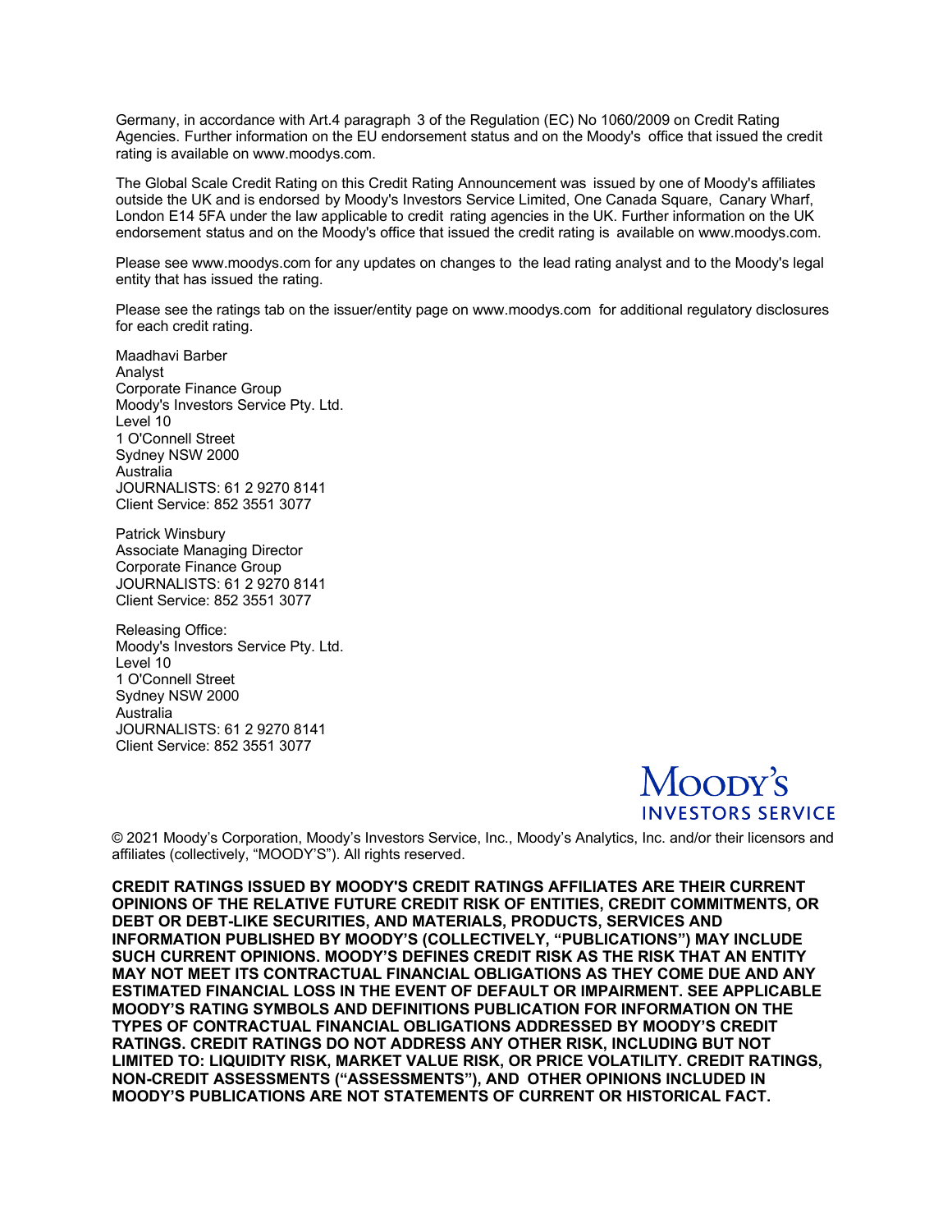Germany, in accordance with Art.4 paragraph 3 of the Regulation (EC) No 1060/2009 on Credit Rating Agencies. Further information on the EU endorsement status and on the Moody's office that issued the credit rating is available on www.moodys.com.

The Global Scale Credit Rating on this Credit Rating Announcement was issued by one of Moody's affiliates outside the UK and is endorsed by Moody's Investors Service Limited, One Canada Square, Canary Wharf, London E14 5FA under the law applicable to credit rating agencies in the UK. Further information on the UK endorsement status and on the Moody's office that issued the credit rating is available on www.moodys.com.

Please see www.moodys.com for any updates on changes to the lead rating analyst and to the Moody's legal entity that has issued the rating.

Please see the ratings tab on the issuer/entity page on www.moodys.com for additional regulatory disclosures for each credit rating.

Maadhavi Barber
Analyst
Corporate Finance Group
Moody's Investors Service Pty. Ltd.
Level 10
1 O'Connell Street
Sydney NSW 2000
Australia
JOURNALISTS: 61 2 9270 8141
Client Service: 852 3551 3077

Patrick Winsbury
Associate Managing Director
Corporate Finance Group
JOURNALISTS: 61 2 9270 8141
Client Service: 852 3551 3077

Releasing Office:
Moody's Investors Service Pty. Ltd.
Level 10
1 O'Connell Street
Sydney NSW 2000
Australia
JOURNALISTS: 61 2 9270 8141
Client Service: 852 3551 3077

MOODY'S
INVESTORS SERVICE

© 2021 Moody's Corporation, Moody's Investors Service, Inc., Moody's Analytics, Inc. and/or their licensors and affiliates (collectively, "MOODY'S"). All rights reserved.

**CREDIT RATINGS ISSUED BY MOODY'S CREDIT RATINGS AFFILIATES ARE THEIR CURRENT OPINIONS OF THE RELATIVE FUTURE CREDIT RISK OF ENTITIES, CREDIT COMMITMENTS, OR DEBT OR DEBT-LIKE SECURITIES, AND MATERIALS, PRODUCTS, SERVICES AND INFORMATION PUBLISHED BY MOODY'S (COLLECTIVELY, "PUBLICATIONS") MAY INCLUDE SUCH CURRENT OPINIONS. MOODY'S DEFINES CREDIT RISK AS THE RISK THAT AN ENTITY MAY NOT MEET ITS CONTRACTUAL FINANCIAL OBLIGATIONS AS THEY COME DUE AND ANY ESTIMATED FINANCIAL LOSS IN THE EVENT OF DEFAULT OR IMPAIRMENT. SEE APPLICABLE MOODY'S RATING SYMBOLS AND DEFINITIONS PUBLICATION FOR INFORMATION ON THE TYPES OF CONTRACTUAL FINANCIAL OBLIGATIONS ADDRESSED BY MOODY'S CREDIT RATINGS. CREDIT RATINGS DO NOT ADDRESS ANY OTHER RISK, INCLUDING BUT NOT LIMITED TO: LIQUIDITY RISK, MARKET VALUE RISK, OR PRICE VOLATILITY. CREDIT RATINGS, NON-CREDIT ASSESSMENTS ("ASSESSMENTS"), AND OTHER OPINIONS INCLUDED IN MOODY'S PUBLICATIONS ARE NOT STATEMENTS OF CURRENT OR HISTORICAL FACT.**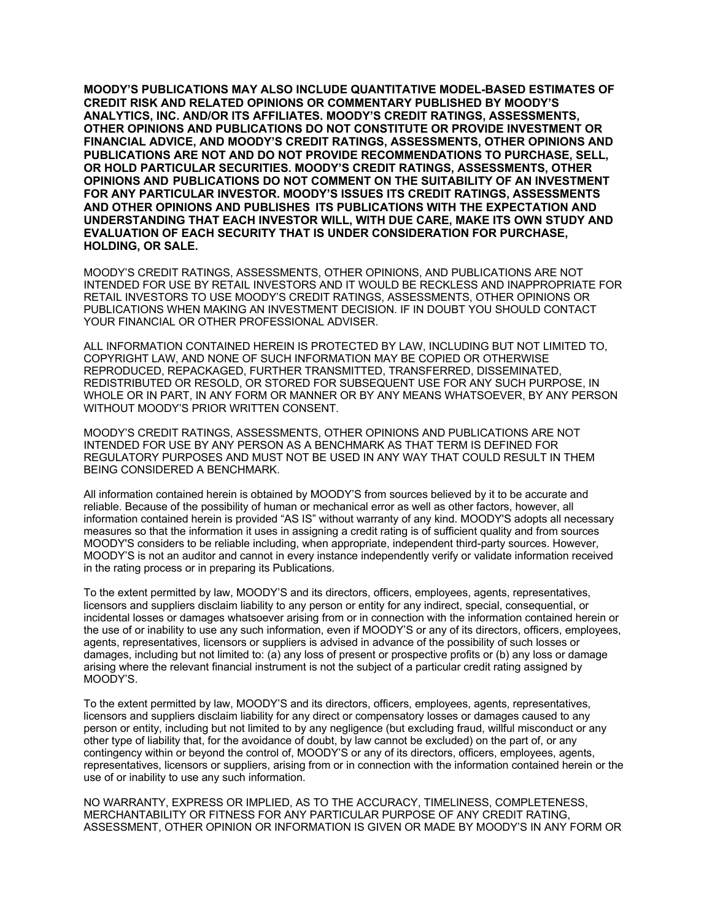**MOODY'S PUBLICATIONS MAY ALSO INCLUDE QUANTITATIVE MODEL-BASED ESTIMATES OF CREDIT RISK AND RELATED OPINIONS OR COMMENTARY PUBLISHED BY MOODY'S ANALYTICS, INC. AND/OR ITS AFFILIATES. MOODY'S CREDIT RATINGS, ASSESSMENTS, OTHER OPINIONS AND PUBLICATIONS DO NOT CONSTITUTE OR PROVIDE INVESTMENT OR FINANCIAL ADVICE, AND MOODY'S CREDIT RATINGS, ASSESSMENTS, OTHER OPINIONS AND PUBLICATIONS ARE NOT AND DO NOT PROVIDE RECOMMENDATIONS TO PURCHASE, SELL, OR HOLD PARTICULAR SECURITIES. MOODY'S CREDIT RATINGS, ASSESSMENTS, OTHER OPINIONS AND PUBLICATIONS DO NOT COMMENT ON THE SUITABILITY OF AN INVESTMENT FOR ANY PARTICULAR INVESTOR. MOODY'S ISSUES ITS CREDIT RATINGS, ASSESSMENTS AND OTHER OPINIONS AND PUBLISHES ITS PUBLICATIONS WITH THE EXPECTATION AND UNDERSTANDING THAT EACH INVESTOR WILL, WITH DUE CARE, MAKE ITS OWN STUDY AND EVALUATION OF EACH SECURITY THAT IS UNDER CONSIDERATION FOR PURCHASE, HOLDING, OR SALE.**

MOODY'S CREDIT RATINGS, ASSESSMENTS, OTHER OPINIONS, AND PUBLICATIONS ARE NOT INTENDED FOR USE BY RETAIL INVESTORS AND IT WOULD BE RECKLESS AND INAPPROPRIATE FOR RETAIL INVESTORS TO USE MOODY'S CREDIT RATINGS, ASSESSMENTS, OTHER OPINIONS OR PUBLICATIONS WHEN MAKING AN INVESTMENT DECISION. IF IN DOUBT YOU SHOULD CONTACT YOUR FINANCIAL OR OTHER PROFESSIONAL ADVISER.

ALL INFORMATION CONTAINED HEREIN IS PROTECTED BY LAW, INCLUDING BUT NOT LIMITED TO, COPYRIGHT LAW, AND NONE OF SUCH INFORMATION MAY BE COPIED OR OTHERWISE REPRODUCED, REPACKAGED, FURTHER TRANSMITTED, TRANSFERRED, DISSEMINATED, REDISTRIBUTED OR RESOLD, OR STORED FOR SUBSEQUENT USE FOR ANY SUCH PURPOSE, IN WHOLE OR IN PART, IN ANY FORM OR MANNER OR BY ANY MEANS WHATSOEVER, BY ANY PERSON WITHOUT MOODY'S PRIOR WRITTEN CONSENT.

MOODY'S CREDIT RATINGS, ASSESSMENTS, OTHER OPINIONS AND PUBLICATIONS ARE NOT INTENDED FOR USE BY ANY PERSON AS A BENCHMARK AS THAT TERM IS DEFINED FOR REGULATORY PURPOSES AND MUST NOT BE USED IN ANY WAY THAT COULD RESULT IN THEM BEING CONSIDERED A BENCHMARK.

All information contained herein is obtained by MOODY'S from sources believed by it to be accurate and reliable. Because of the possibility of human or mechanical error as well as other factors, however, all information contained herein is provided "AS IS" without warranty of any kind. MOODY'S adopts all necessary measures so that the information it uses in assigning a credit rating is of sufficient quality and from sources MOODY'S considers to be reliable including, when appropriate, independent third-party sources. However, MOODY'S is not an auditor and cannot in every instance independently verify or validate information received in the rating process or in preparing its Publications.

To the extent permitted by law, MOODY'S and its directors, officers, employees, agents, representatives, licensors and suppliers disclaim liability to any person or entity for any indirect, special, consequential, or incidental losses or damages whatsoever arising from or in connection with the information contained herein or the use of or inability to use any such information, even if MOODY'S or any of its directors, officers, employees, agents, representatives, licensors or suppliers is advised in advance of the possibility of such losses or damages, including but not limited to: (a) any loss of present or prospective profits or (b) any loss or damage arising where the relevant financial instrument is not the subject of a particular credit rating assigned by MOODY'S.

To the extent permitted by law, MOODY'S and its directors, officers, employees, agents, representatives, licensors and suppliers disclaim liability for any direct or compensatory losses or damages caused to any person or entity, including but not limited to by any negligence (but excluding fraud, willful misconduct or any other type of liability that, for the avoidance of doubt, by law cannot be excluded) on the part of, or any contingency within or beyond the control of, MOODY'S or any of its directors, officers, employees, agents, representatives, licensors or suppliers, arising from or in connection with the information contained herein or the use of or inability to use any such information.

NO WARRANTY, EXPRESS OR IMPLIED, AS TO THE ACCURACY, TIMELINESS, COMPLETENESS, MERCHANTABILITY OR FITNESS FOR ANY PARTICULAR PURPOSE OF ANY CREDIT RATING, ASSESSMENT, OTHER OPINION OR INFORMATION IS GIVEN OR MADE BY MOODY'S IN ANY FORM OR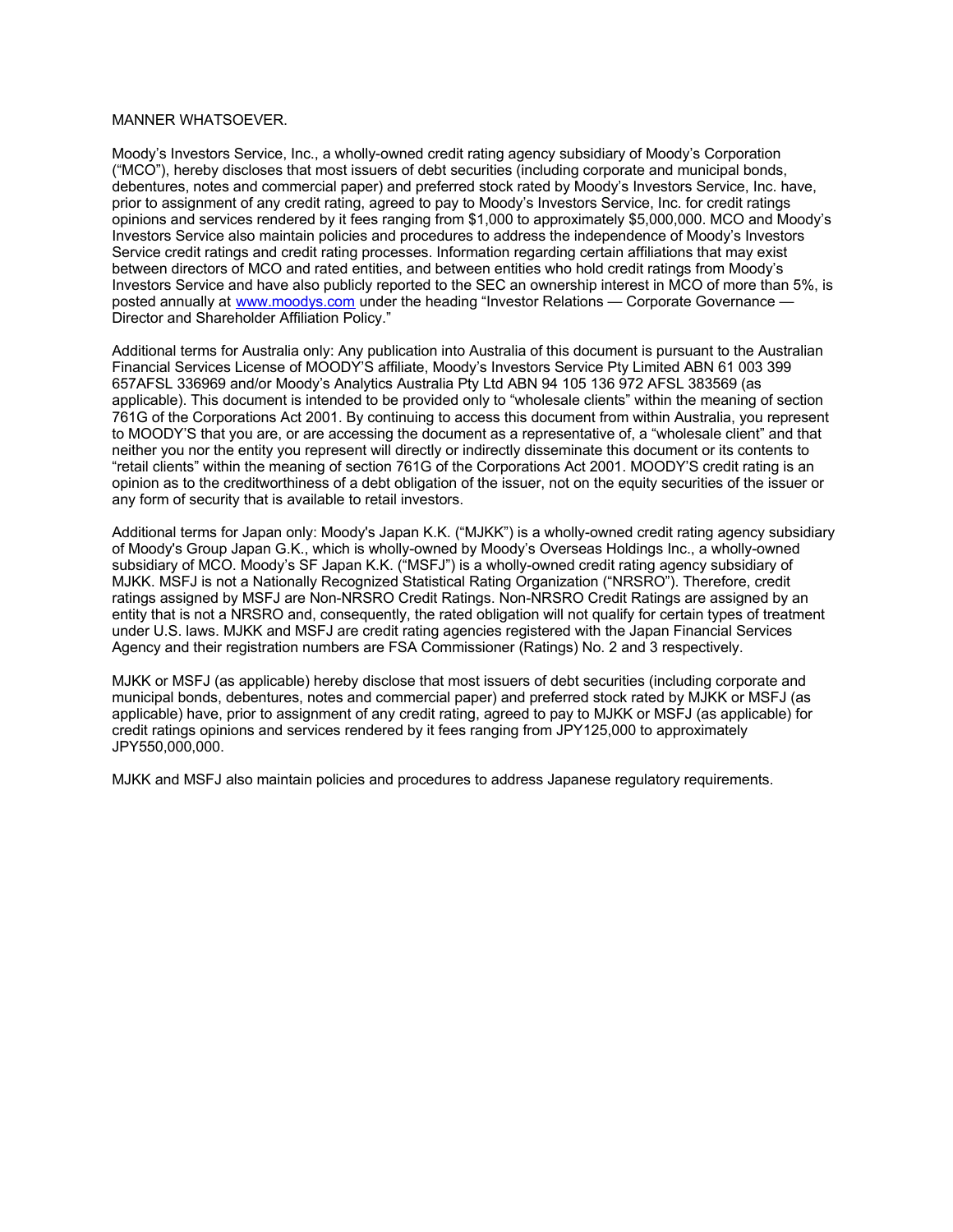MANNER WHATSOEVER.

Moody's Investors Service, Inc., a wholly-owned credit rating agency subsidiary of Moody's Corporation ("MCO"), hereby discloses that most issuers of debt securities (including corporate and municipal bonds, debentures, notes and commercial paper) and preferred stock rated by Moody's Investors Service, Inc. have, prior to assignment of any credit rating, agreed to pay to Moody's Investors Service, Inc. for credit ratings opinions and services rendered by it fees ranging from $1,000 to approximately $5,000,000. MCO and Moody's Investors Service also maintain policies and procedures to address the independence of Moody's Investors Service credit ratings and credit rating processes. Information regarding certain affiliations that may exist between directors of MCO and rated entities, and between entities who hold credit ratings from Moody's Investors Service and have also publicly reported to the SEC an ownership interest in MCO of more than 5%, is posted annually at www.moodys.com under the heading "Investor Relations — Corporate Governance — Director and Shareholder Affiliation Policy."

Additional terms for Australia only: Any publication into Australia of this document is pursuant to the Australian Financial Services License of MOODY'S affiliate, Moody's Investors Service Pty Limited ABN 61 003 399 657AFSL 336969 and/or Moody's Analytics Australia Pty Ltd ABN 94 105 136 972 AFSL 383569 (as applicable). This document is intended to be provided only to "wholesale clients" within the meaning of section 761G of the Corporations Act 2001. By continuing to access this document from within Australia, you represent to MOODY'S that you are, or are accessing the document as a representative of, a "wholesale client" and that neither you nor the entity you represent will directly or indirectly disseminate this document or its contents to "retail clients" within the meaning of section 761G of the Corporations Act 2001. MOODY'S credit rating is an opinion as to the creditworthiness of a debt obligation of the issuer, not on the equity securities of the issuer or any form of security that is available to retail investors.

Additional terms for Japan only: Moody's Japan K.K. ("MJKK") is a wholly-owned credit rating agency subsidiary of Moody's Group Japan G.K., which is wholly-owned by Moody's Overseas Holdings Inc., a wholly-owned subsidiary of MCO. Moody's SF Japan K.K. ("MSFJ") is a wholly-owned credit rating agency subsidiary of MJKK. MSFJ is not a Nationally Recognized Statistical Rating Organization ("NRSRO"). Therefore, credit ratings assigned by MSFJ are Non-NRSRO Credit Ratings. Non-NRSRO Credit Ratings are assigned by an entity that is not a NRSRO and, consequently, the rated obligation will not qualify for certain types of treatment under U.S. laws. MJKK and MSFJ are credit rating agencies registered with the Japan Financial Services Agency and their registration numbers are FSA Commissioner (Ratings) No. 2 and 3 respectively.

MJKK or MSFJ (as applicable) hereby disclose that most issuers of debt securities (including corporate and municipal bonds, debentures, notes and commercial paper) and preferred stock rated by MJKK or MSFJ (as applicable) have, prior to assignment of any credit rating, agreed to pay to MJKK or MSFJ (as applicable) for credit ratings opinions and services rendered by it fees ranging from JPY125,000 to approximately JPY550,000,000.

MJKK and MSFJ also maintain policies and procedures to address Japanese regulatory requirements.